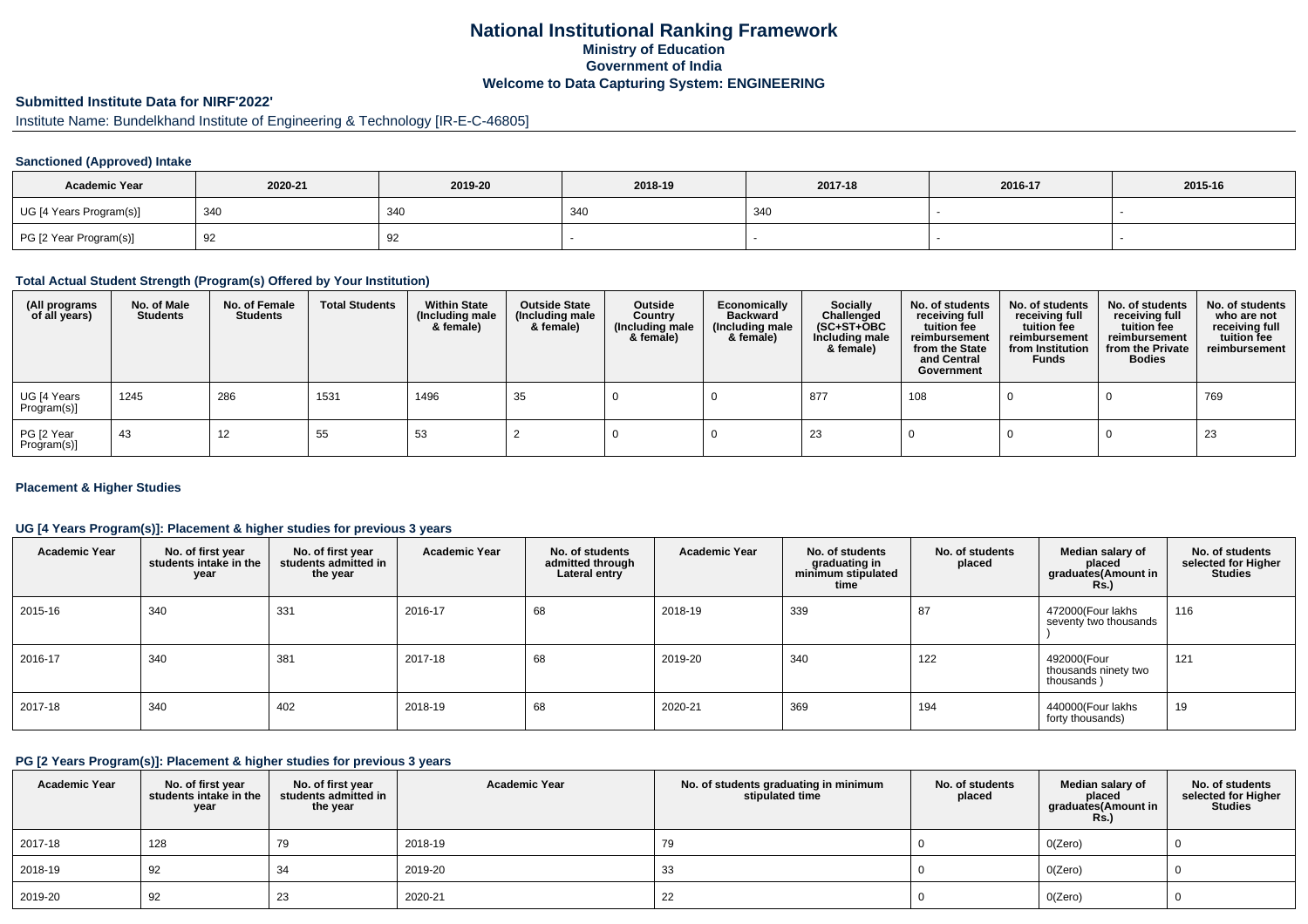# National Institutional Ranking Framework

### Ministry of Education

### Government of India

### Welcome to Data Capturing System: ENGINEERING

## Submitted Institute Data for NIRF'2022'

Institute Name: Bundelkhand Institute of Engineering & Technology [IR-E-C-46805]

### Sanctioned (Approved) Intake

| Academic Year | 2020-21 | 2019-20 | 2018-19 | 2017-18 | 2016-17 | 2015-16 |
|---|---|---|---|---|---|---|
| UG [4 Years Program(s)] | 340 | 340 | 340 | 340 | - | - |
| PG [2 Year Program(s)] | 92 | 92 | - | - | - | - |

### Total Actual Student Strength (Program(s) Offered by Your Institution)

| (All programs of all years) | No. of Male Students | No. of Female Students | Total Students | Within State (Including male & female) | Outside State (Including male & female) | Outside Country (Including male & female) | Economically Backward (Including male & female) | Socially Challenged (SC+ST+OBC Including male & female) | No. of students receiving full tuition fee reimbursement from the State and Central Government | No. of students receiving full tuition fee reimbursement from Institution Funds | No. of students receiving full tuition fee reimbursement from the Private Bodies | No. of students who are not receiving full tuition fee reimbursement |
|---|---|---|---|---|---|---|---|---|---|---|---|---|
| UG [4 Years Program(s)] | 1245 | 286 | 1531 | 1496 | 35 | 0 | 0 | 877 | 108 | 0 | 0 | 769 |
| PG [2 Year Program(s)] | 43 | 12 | 55 | 53 | 2 | 0 | 0 | 23 | 0 | 0 | 0 | 23 |

### Placement & Higher Studies

### UG [4 Years Program(s)]: Placement & higher studies for previous 3 years

| Academic Year | No. of first year students intake in the year | No. of first year students admitted in the year | Academic Year | No. of students admitted through Lateral entry | Academic Year | No. of students graduating in minimum stipulated time | No. of students placed | Median salary of placed graduates(Amount in Rs.) | No. of students selected for Higher Studies |
|---|---|---|---|---|---|---|---|---|---|
| 2015-16 | 340 | 331 | 2016-17 | 68 | 2018-19 | 339 | 87 | 472000(Four lakhs seventy two thousands ) | 116 |
| 2016-17 | 340 | 381 | 2017-18 | 68 | 2019-20 | 340 | 122 | 492000(Four thousands ninety two thousands ) | 121 |
| 2017-18 | 340 | 402 | 2018-19 | 68 | 2020-21 | 369 | 194 | 440000(Four lakhs forty thousands) | 19 |

### PG [2 Years Program(s)]: Placement & higher studies for previous 3 years

| Academic Year | No. of first year students intake in the year | No. of first year students admitted in the year | Academic Year | No. of students graduating in minimum stipulated time | No. of students placed | Median salary of placed graduates(Amount in Rs.) | No. of students selected for Higher Studies |
|---|---|---|---|---|---|---|---|
| 2017-18 | 128 | 79 | 2018-19 | 79 | 0 | 0(Zero) | 0 |
| 2018-19 | 92 | 34 | 2019-20 | 33 | 0 | 0(Zero) | 0 |
| 2019-20 | 92 | 23 | 2020-21 | 22 | 0 | 0(Zero) | 0 |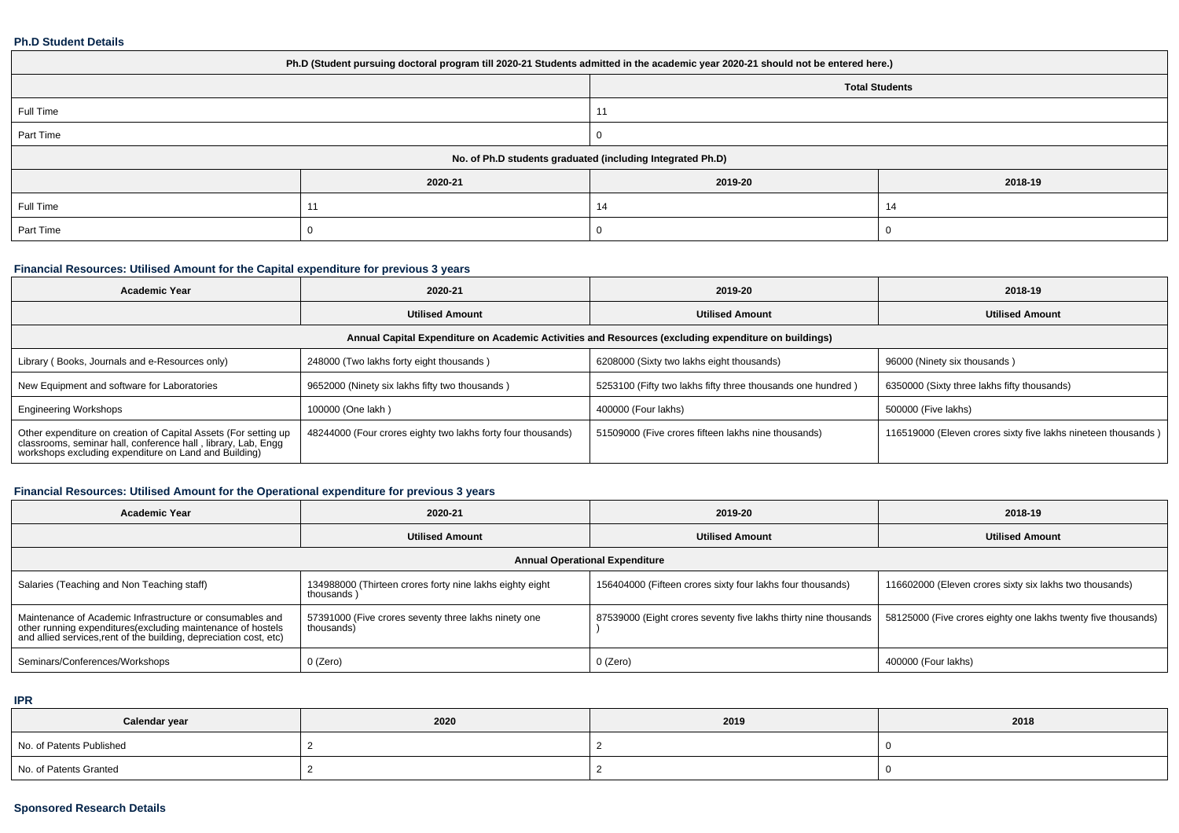### Ph.D Student Details

| Ph.D (Student pursuing doctoral program till 2020-21 Students admitted in the academic year 2020-21 should not be entered here.) | | | |
|---|---|---|---|
| | | Total Students | |
| Full Time | | 11 | |
| Part Time | | 0 | |
| No. of Ph.D students graduated (including Integrated Ph.D) | | | |
| | 2020-21 | 2019-20 | 2018-19 |
| Full Time | 11 | 14 | 14 |
| Part Time | 0 | 0 | 0 |

### Financial Resources: Utilised Amount for the Capital expenditure for previous 3 years

| Academic Year | 2020-21 | 2019-20 | 2018-19 |
|---|---|---|---|
| | Utilised Amount | Utilised Amount | Utilised Amount |
| Annual Capital Expenditure on Academic Activities and Resources (excluding expenditure on buildings) | | | |
| Library ( Books, Journals and e-Resources only) | 248000 (Two lakhs forty eight thousands ) | 6208000 (Sixty two lakhs eight thousands) | 96000 (Ninety six thousands ) |
| New Equipment and software for Laboratories | 9652000 (Ninety six lakhs fifty two thousands ) | 5253100 (Fifty two lakhs fifty three thousands one hundred ) | 6350000 (Sixty three lakhs fifty thousands) |
| Engineering Workshops | 100000 (One lakh ) | 400000 (Four lakhs) | 500000 (Five lakhs) |
| Other expenditure on creation of Capital Assets (For setting up classrooms, seminar hall, conference hall , library, Lab, Engg workshops excluding expenditure on Land and Building) | 48244000 (Four crores eighty two lakhs forty four thousands) | 51509000 (Five crores fifteen lakhs nine thousands) | 116519000 (Eleven crores sixty five lakhs nineteen thousands ) |

### Financial Resources: Utilised Amount for the Operational expenditure for previous 3 years

| Academic Year | 2020-21 | 2019-20 | 2018-19 |
|---|---|---|---|
| | Utilised Amount | Utilised Amount | Utilised Amount |
| Annual Operational Expenditure | | | |
| Salaries (Teaching and Non Teaching staff) | 134988000 (Thirteen crores forty nine lakhs eighty eight thousands ) | 156404000 (Fifteen crores sixty four lakhs four thousands) | 116602000 (Eleven crores sixty six lakhs two thousands) |
| Maintenance of Academic Infrastructure or consumables and other running expenditures(excluding maintenance of hostels and allied services,rent of the building, depreciation cost, etc) | 57391000 (Five crores seventy three lakhs ninety one thousands) | 87539000 (Eight crores seventy five lakhs thirty nine thousands ) | 58125000 (Five crores eighty one lakhs twenty five thousands) |
| Seminars/Conferences/Workshops | 0 (Zero) | 0 (Zero) | 400000 (Four lakhs) |

### IPR

| Calendar year | 2020 | 2019 | 2018 |
|---|---|---|---|
| No. of Patents Published | 2 | 2 | 0 |
| No. of Patents Granted | 2 | 2 | 0 |

### Sponsored Research Details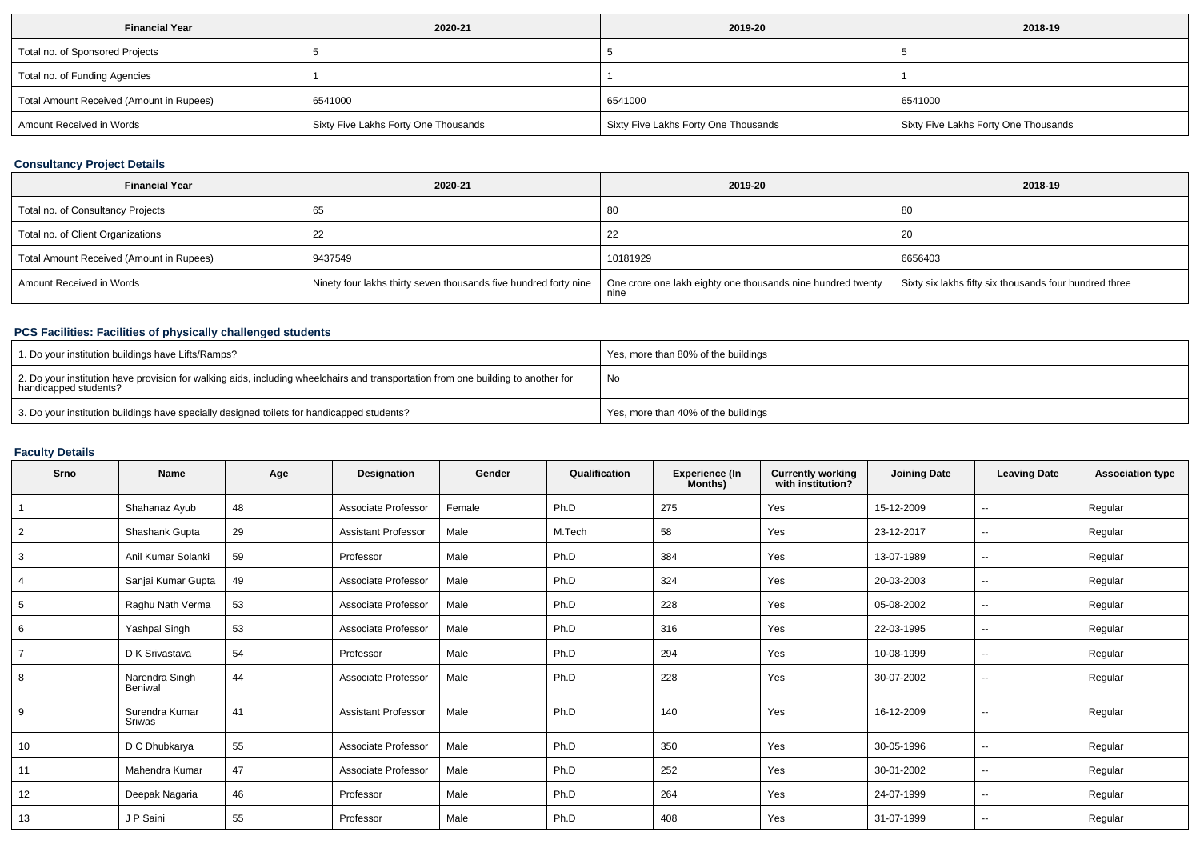| Financial Year | 2020-21 | 2019-20 | 2018-19 |
| --- | --- | --- | --- |
| Total no. of Sponsored Projects | 5 | 5 | 5 |
| Total no. of Funding Agencies | 1 | 1 | 1 |
| Total Amount Received (Amount in Rupees) | 6541000 | 6541000 | 6541000 |
| Amount Received in Words | Sixty Five Lakhs Forty One Thousands | Sixty Five Lakhs Forty One Thousands | Sixty Five Lakhs Forty One Thousands |

### Consultancy Project Details

| Financial Year | 2020-21 | 2019-20 | 2018-19 |
| --- | --- | --- | --- |
| Total no. of Consultancy Projects | 65 | 80 | 80 |
| Total no. of Client Organizations | 22 | 22 | 20 |
| Total Amount Received (Amount in Rupees) | 9437549 | 10181929 | 6656403 |
| Amount Received in Words | Ninety four lakhs thirty seven thousands five hundred forty nine | One crore one lakh eighty one thousands nine hundred twenty nine | Sixty six lakhs fifty six thousands four hundred three |

### PCS Facilities: Facilities of physically challenged students

| | |
| --- | --- |
| 1. Do your institution buildings have Lifts/Ramps? | Yes, more than 80% of the buildings |
| 2. Do your institution have provision for walking aids, including wheelchairs and transportation from one building to another for handicapped students? | No |
| 3. Do your institution buildings have specially designed toilets for handicapped students? | Yes, more than 40% of the buildings |

### Faculty Details

| Srno | Name | Age | Designation | Gender | Qualification | Experience (In Months) | Currently working with institution? | Joining Date | Leaving Date | Association type |
| --- | --- | --- | --- | --- | --- | --- | --- | --- | --- | --- |
| 1 | Shahanaz Ayub | 48 | Associate Professor | Female | Ph.D | 275 | Yes | 15-12-2009 | -- | Regular |
| 2 | Shashank Gupta | 29 | Assistant Professor | Male | M.Tech | 58 | Yes | 23-12-2017 | -- | Regular |
| 3 | Anil Kumar Solanki | 59 | Professor | Male | Ph.D | 384 | Yes | 13-07-1989 | -- | Regular |
| 4 | Sanjai Kumar Gupta | 49 | Associate Professor | Male | Ph.D | 324 | Yes | 20-03-2003 | -- | Regular |
| 5 | Raghu Nath Verma | 53 | Associate Professor | Male | Ph.D | 228 | Yes | 05-08-2002 | -- | Regular |
| 6 | Yashpal Singh | 53 | Associate Professor | Male | Ph.D | 316 | Yes | 22-03-1995 | -- | Regular |
| 7 | D K Srivastava | 54 | Professor | Male | Ph.D | 294 | Yes | 10-08-1999 | -- | Regular |
| 8 | Narendra Singh Beniwal | 44 | Associate Professor | Male | Ph.D | 228 | Yes | 30-07-2002 | -- | Regular |
| 9 | Surendra Kumar Sriwas | 41 | Assistant Professor | Male | Ph.D | 140 | Yes | 16-12-2009 | -- | Regular |
| 10 | D C Dhubkarya | 55 | Associate Professor | Male | Ph.D | 350 | Yes | 30-05-1996 | -- | Regular |
| 11 | Mahendra Kumar | 47 | Associate Professor | Male | Ph.D | 252 | Yes | 30-01-2002 | -- | Regular |
| 12 | Deepak Nagaria | 46 | Professor | Male | Ph.D | 264 | Yes | 24-07-1999 | -- | Regular |
| 13 | J P Saini | 55 | Professor | Male | Ph.D | 408 | Yes | 31-07-1999 | -- | Regular |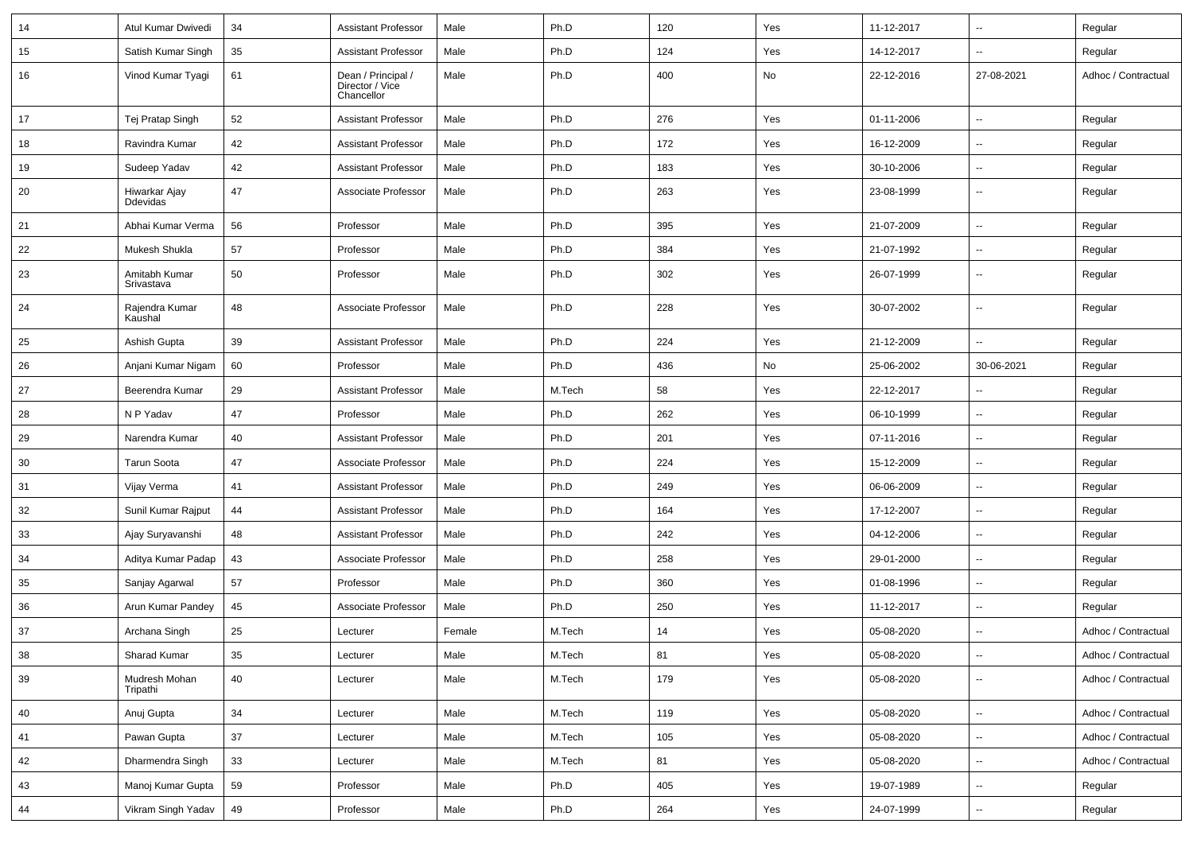| 14 | Atul Kumar Dwivedi | 34 | Assistant Professor | Male | Ph.D | 120 | Yes | 11-12-2017 | -- | Regular |
|---|---|---|---|---|---|---|---|---|---|---|
| 15 | Satish Kumar Singh | 35 | Assistant Professor | Male | Ph.D | 124 | Yes | 14-12-2017 | -- | Regular |
| 16 | Vinod Kumar Tyagi | 61 | Dean / Principal / Director / Vice Chancellor | Male | Ph.D | 400 | No | 22-12-2016 | 27-08-2021 | Adhoc / Contractual |
| 17 | Tej Pratap Singh | 52 | Assistant Professor | Male | Ph.D | 276 | Yes | 01-11-2006 | -- | Regular |
| 18 | Ravindra Kumar | 42 | Assistant Professor | Male | Ph.D | 172 | Yes | 16-12-2009 | -- | Regular |
| 19 | Sudeep Yadav | 42 | Assistant Professor | Male | Ph.D | 183 | Yes | 30-10-2006 | -- | Regular |
| 20 | Hiwarkar Ajay Ddevidas | 47 | Associate Professor | Male | Ph.D | 263 | Yes | 23-08-1999 | -- | Regular |
| 21 | Abhai Kumar Verma | 56 | Professor | Male | Ph.D | 395 | Yes | 21-07-2009 | -- | Regular |
| 22 | Mukesh Shukla | 57 | Professor | Male | Ph.D | 384 | Yes | 21-07-1992 | -- | Regular |
| 23 | Amitabh Kumar Srivastava | 50 | Professor | Male | Ph.D | 302 | Yes | 26-07-1999 | -- | Regular |
| 24 | Rajendra Kumar Kaushal | 48 | Associate Professor | Male | Ph.D | 228 | Yes | 30-07-2002 | -- | Regular |
| 25 | Ashish Gupta | 39 | Assistant Professor | Male | Ph.D | 224 | Yes | 21-12-2009 | -- | Regular |
| 26 | Anjani Kumar Nigam | 60 | Professor | Male | Ph.D | 436 | No | 25-06-2002 | 30-06-2021 | Regular |
| 27 | Beerendra Kumar | 29 | Assistant Professor | Male | M.Tech | 58 | Yes | 22-12-2017 | -- | Regular |
| 28 | N P Yadav | 47 | Professor | Male | Ph.D | 262 | Yes | 06-10-1999 | -- | Regular |
| 29 | Narendra Kumar | 40 | Assistant Professor | Male | Ph.D | 201 | Yes | 07-11-2016 | -- | Regular |
| 30 | Tarun Soota | 47 | Associate Professor | Male | Ph.D | 224 | Yes | 15-12-2009 | -- | Regular |
| 31 | Vijay Verma | 41 | Assistant Professor | Male | Ph.D | 249 | Yes | 06-06-2009 | -- | Regular |
| 32 | Sunil Kumar Rajput | 44 | Assistant Professor | Male | Ph.D | 164 | Yes | 17-12-2007 | -- | Regular |
| 33 | Ajay Suryavanshi | 48 | Assistant Professor | Male | Ph.D | 242 | Yes | 04-12-2006 | -- | Regular |
| 34 | Aditya Kumar Padap | 43 | Associate Professor | Male | Ph.D | 258 | Yes | 29-01-2000 | -- | Regular |
| 35 | Sanjay Agarwal | 57 | Professor | Male | Ph.D | 360 | Yes | 01-08-1996 | -- | Regular |
| 36 | Arun Kumar Pandey | 45 | Associate Professor | Male | Ph.D | 250 | Yes | 11-12-2017 | -- | Regular |
| 37 | Archana Singh | 25 | Lecturer | Female | M.Tech | 14 | Yes | 05-08-2020 | -- | Adhoc / Contractual |
| 38 | Sharad Kumar | 35 | Lecturer | Male | M.Tech | 81 | Yes | 05-08-2020 | -- | Adhoc / Contractual |
| 39 | Mudresh Mohan Tripathi | 40 | Lecturer | Male | M.Tech | 179 | Yes | 05-08-2020 | -- | Adhoc / Contractual |
| 40 | Anuj Gupta | 34 | Lecturer | Male | M.Tech | 119 | Yes | 05-08-2020 | -- | Adhoc / Contractual |
| 41 | Pawan Gupta | 37 | Lecturer | Male | M.Tech | 105 | Yes | 05-08-2020 | -- | Adhoc / Contractual |
| 42 | Dharmendra Singh | 33 | Lecturer | Male | M.Tech | 81 | Yes | 05-08-2020 | -- | Adhoc / Contractual |
| 43 | Manoj Kumar Gupta | 59 | Professor | Male | Ph.D | 405 | Yes | 19-07-1989 | -- | Regular |
| 44 | Vikram Singh Yadav | 49 | Professor | Male | Ph.D | 264 | Yes | 24-07-1999 | -- | Regular |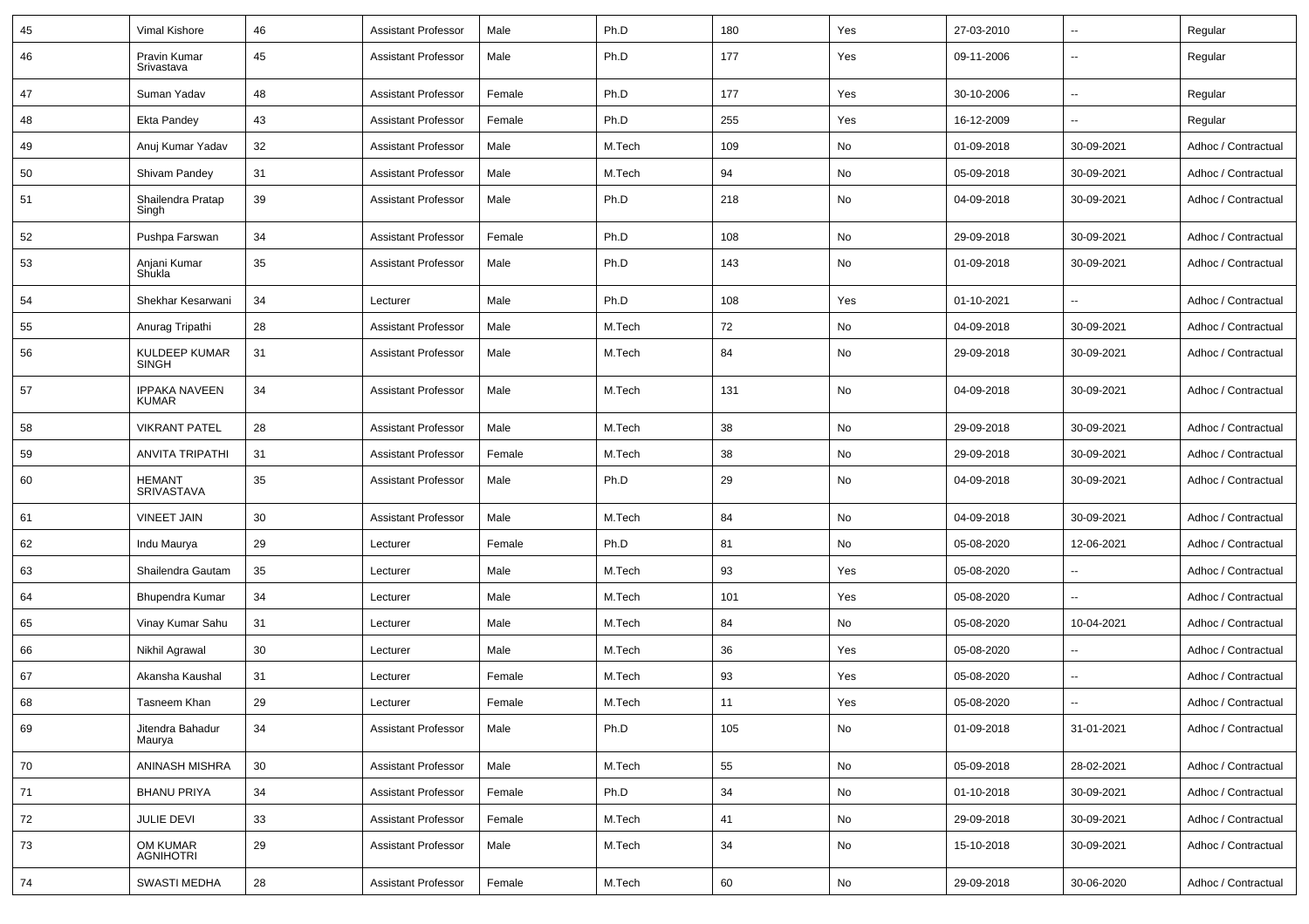| 45 | Vimal Kishore | 46 | Assistant Professor | Male | Ph.D | 180 | Yes | 27-03-2010 | -- | Regular |
|---|---|---|---|---|---|---|---|---|---|---|
| 46 | Pravin Kumar Srivastava | 45 | Assistant Professor | Male | Ph.D | 177 | Yes | 09-11-2006 | -- | Regular |
| 47 | Suman Yadav | 48 | Assistant Professor | Female | Ph.D | 177 | Yes | 30-10-2006 | -- | Regular |
| 48 | Ekta Pandey | 43 | Assistant Professor | Female | Ph.D | 255 | Yes | 16-12-2009 | -- | Regular |
| 49 | Anuj Kumar Yadav | 32 | Assistant Professor | Male | M.Tech | 109 | No | 01-09-2018 | 30-09-2021 | Adhoc / Contractual |
| 50 | Shivam Pandey | 31 | Assistant Professor | Male | M.Tech | 94 | No | 05-09-2018 | 30-09-2021 | Adhoc / Contractual |
| 51 | Shailendra Pratap Singh | 39 | Assistant Professor | Male | Ph.D | 218 | No | 04-09-2018 | 30-09-2021 | Adhoc / Contractual |
| 52 | Pushpa Farswan | 34 | Assistant Professor | Female | Ph.D | 108 | No | 29-09-2018 | 30-09-2021 | Adhoc / Contractual |
| 53 | Anjani Kumar Shukla | 35 | Assistant Professor | Male | Ph.D | 143 | No | 01-09-2018 | 30-09-2021 | Adhoc / Contractual |
| 54 | Shekhar Kesarwani | 34 | Lecturer | Male | Ph.D | 108 | Yes | 01-10-2021 | -- | Adhoc / Contractual |
| 55 | Anurag Tripathi | 28 | Assistant Professor | Male | M.Tech | 72 | No | 04-09-2018 | 30-09-2021 | Adhoc / Contractual |
| 56 | KULDEEP KUMAR SINGH | 31 | Assistant Professor | Male | M.Tech | 84 | No | 29-09-2018 | 30-09-2021 | Adhoc / Contractual |
| 57 | IPPAKA NAVEEN KUMAR | 34 | Assistant Professor | Male | M.Tech | 131 | No | 04-09-2018 | 30-09-2021 | Adhoc / Contractual |
| 58 | VIKRANT PATEL | 28 | Assistant Professor | Male | M.Tech | 38 | No | 29-09-2018 | 30-09-2021 | Adhoc / Contractual |
| 59 | ANVITA TRIPATHI | 31 | Assistant Professor | Female | M.Tech | 38 | No | 29-09-2018 | 30-09-2021 | Adhoc / Contractual |
| 60 | HEMANT SRIVASTAVA | 35 | Assistant Professor | Male | Ph.D | 29 | No | 04-09-2018 | 30-09-2021 | Adhoc / Contractual |
| 61 | VINEET JAIN | 30 | Assistant Professor | Male | M.Tech | 84 | No | 04-09-2018 | 30-09-2021 | Adhoc / Contractual |
| 62 | Indu Maurya | 29 | Lecturer | Female | Ph.D | 81 | No | 05-08-2020 | 12-06-2021 | Adhoc / Contractual |
| 63 | Shailendra Gautam | 35 | Lecturer | Male | M.Tech | 93 | Yes | 05-08-2020 | -- | Adhoc / Contractual |
| 64 | Bhupendra Kumar | 34 | Lecturer | Male | M.Tech | 101 | Yes | 05-08-2020 | -- | Adhoc / Contractual |
| 65 | Vinay Kumar Sahu | 31 | Lecturer | Male | M.Tech | 84 | No | 05-08-2020 | 10-04-2021 | Adhoc / Contractual |
| 66 | Nikhil Agrawal | 30 | Lecturer | Male | M.Tech | 36 | Yes | 05-08-2020 | -- | Adhoc / Contractual |
| 67 | Akansha Kaushal | 31 | Lecturer | Female | M.Tech | 93 | Yes | 05-08-2020 | -- | Adhoc / Contractual |
| 68 | Tasneem Khan | 29 | Lecturer | Female | M.Tech | 11 | Yes | 05-08-2020 | -- | Adhoc / Contractual |
| 69 | Jitendra Bahadur Maurya | 34 | Assistant Professor | Male | Ph.D | 105 | No | 01-09-2018 | 31-01-2021 | Adhoc / Contractual |
| 70 | ANINASH MISHRA | 30 | Assistant Professor | Male | M.Tech | 55 | No | 05-09-2018 | 28-02-2021 | Adhoc / Contractual |
| 71 | BHANU PRIYA | 34 | Assistant Professor | Female | Ph.D | 34 | No | 01-10-2018 | 30-09-2021 | Adhoc / Contractual |
| 72 | JULIE DEVI | 33 | Assistant Professor | Female | M.Tech | 41 | No | 29-09-2018 | 30-09-2021 | Adhoc / Contractual |
| 73 | OM KUMAR AGNIHOTRI | 29 | Assistant Professor | Male | M.Tech | 34 | No | 15-10-2018 | 30-09-2021 | Adhoc / Contractual |
| 74 | SWASTI MEDHA | 28 | Assistant Professor | Female | M.Tech | 60 | No | 29-09-2018 | 30-06-2020 | Adhoc / Contractual |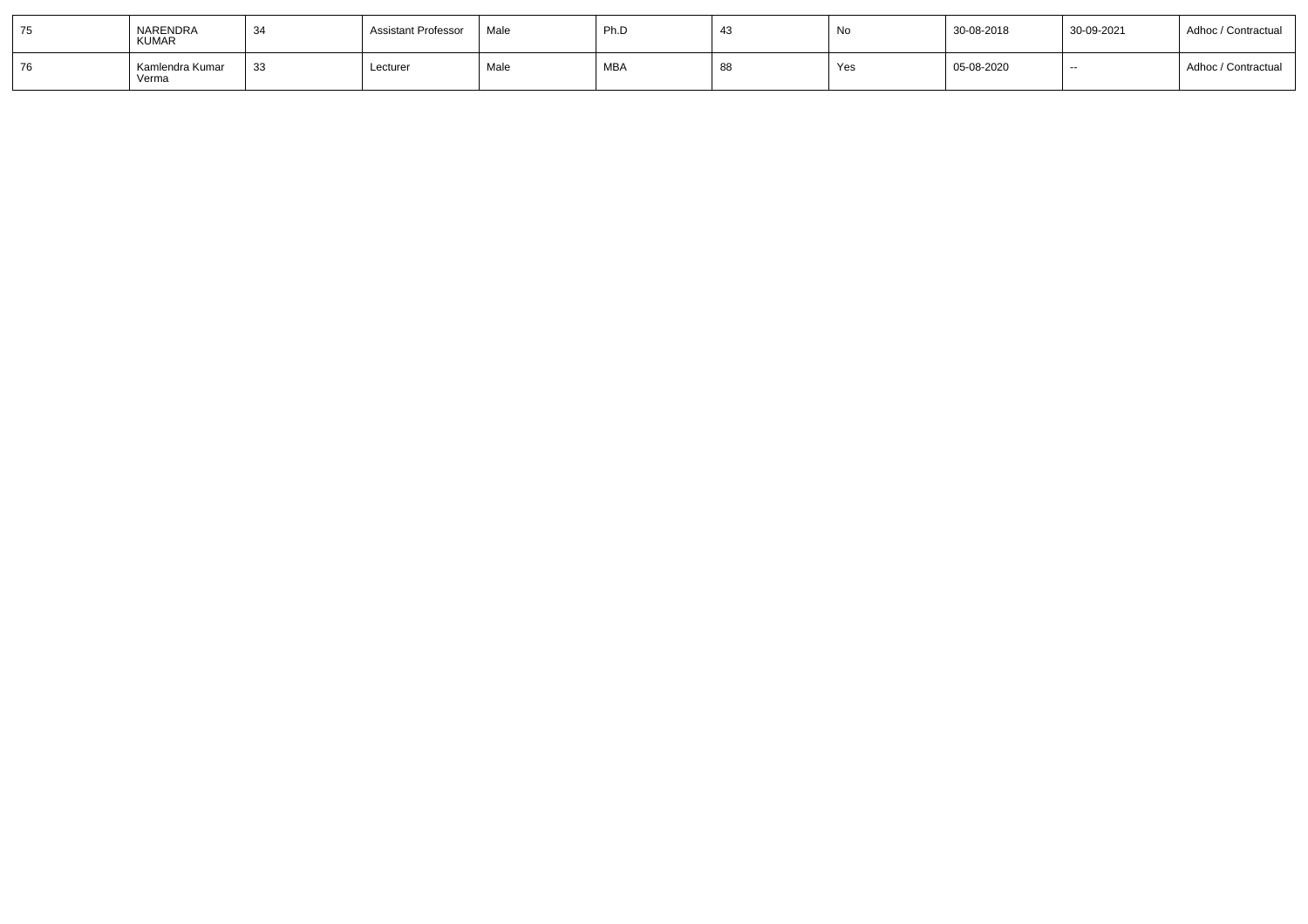| 75 | NARENDRA KUMAR | 34 | Assistant Professor | Male | Ph.D | 43 | No | 30-08-2018 | 30-09-2021 | Adhoc / Contractual |
|---|---|---|---|---|---|---|---|---|---|---|
| 76 | Kamlendra Kumar Verma | 33 | Lecturer | Male | MBA | 88 | Yes | 05-08-2020 | -- | Adhoc / Contractual |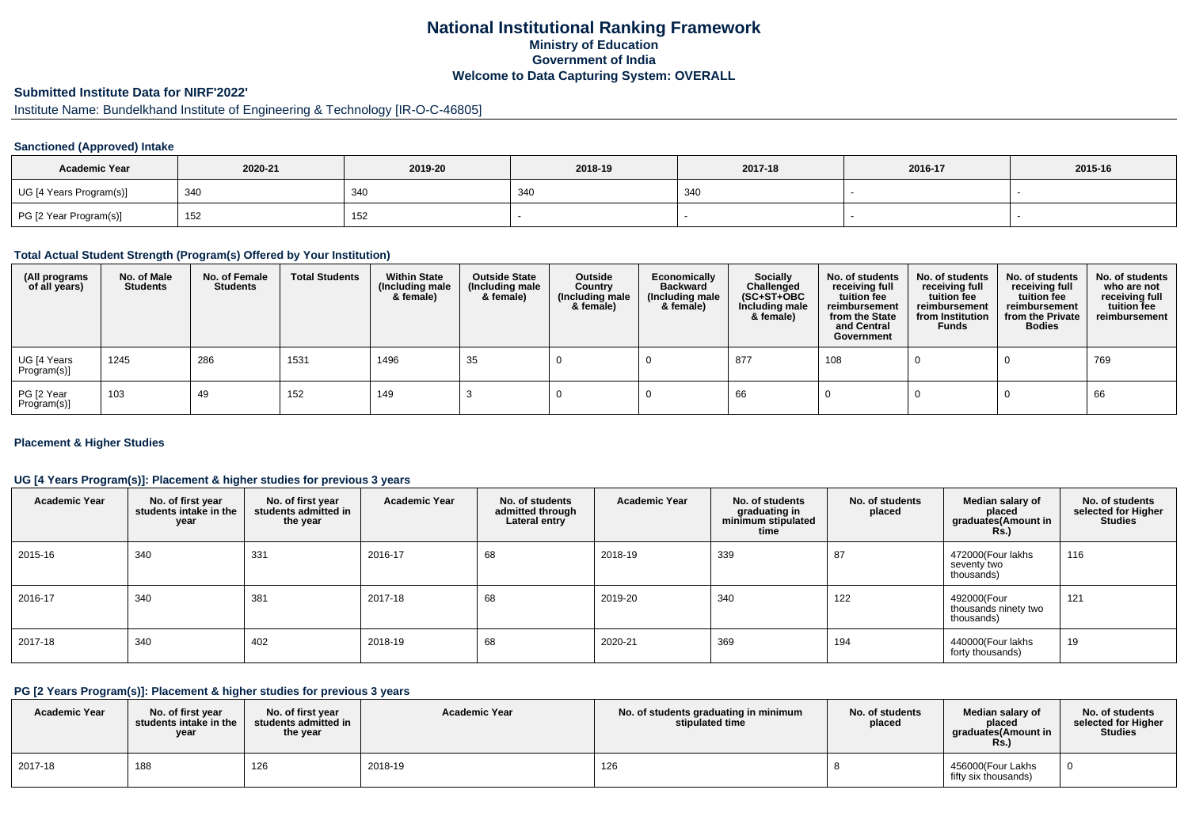# National Institutional Ranking Framework

**Ministry of Education**

**Government of India**

**Welcome to Data Capturing System: OVERALL**

## Submitted Institute Data for NIRF'2022'

Institute Name: Bundelkhand Institute of Engineering & Technology [IR-O-C-46805]

### Sanctioned (Approved) Intake

| Academic Year | 2020-21 | 2019-20 | 2018-19 | 2017-18 | 2016-17 | 2015-16 |
|---|---|---|---|---|---|---|
| UG [4 Years Program(s)] | 340 | 340 | 340 | 340 | - | - |
| PG [2 Year Program(s)] | 152 | 152 | - | - | - | - |

### Total Actual Student Strength (Program(s) Offered by Your Institution)

| (All programs of all years) | No. of Male Students | No. of Female Students | Total Students | Within State (Including male & female) | Outside State (Including male & female) | Outside Country (Including male & female) | Economically Backward (Including male & female) | Socially Challenged (SC+ST+OBC Including male & female) | No. of students receiving full tuition fee reimbursement from the State and Central Government | No. of students receiving full tuition fee reimbursement from Institution Funds | No. of students receiving full tuition fee reimbursement from the Private Bodies | No. of students who are not receiving full tuition fee reimbursement |
|---|---|---|---|---|---|---|---|---|---|---|---|---|
| UG [4 Years Program(s)] | 1245 | 286 | 1531 | 1496 | 35 | 0 | 0 | 877 | 108 | 0 | 0 | 769 |
| PG [2 Year Program(s)] | 103 | 49 | 152 | 149 | 3 | 0 | 0 | 66 | 0 | 0 | 0 | 66 |

### Placement & Higher Studies

### UG [4 Years Program(s)]: Placement & higher studies for previous 3 years

| Academic Year | No. of first year students intake in the year | No. of first year students admitted in the year | Academic Year | No. of students admitted through Lateral entry | Academic Year | No. of students graduating in minimum stipulated time | No. of students placed | Median salary of placed graduates(Amount in Rs.) | No. of students selected for Higher Studies |
|---|---|---|---|---|---|---|---|---|---|
| 2015-16 | 340 | 331 | 2016-17 | 68 | 2018-19 | 339 | 87 | 472000(Four lakhs seventy two thousands) | 116 |
| 2016-17 | 340 | 381 | 2017-18 | 68 | 2019-20 | 340 | 122 | 492000(Four thousands ninety two thousands) | 121 |
| 2017-18 | 340 | 402 | 2018-19 | 68 | 2020-21 | 369 | 194 | 440000(Four lakhs forty thousands) | 19 |

### PG [2 Years Program(s)]: Placement & higher studies for previous 3 years

| Academic Year | No. of first year students intake in the year | No. of first year students admitted in the year | Academic Year | No. of students graduating in minimum stipulated time | No. of students placed | Median salary of placed graduates(Amount in Rs.) | No. of students selected for Higher Studies |
|---|---|---|---|---|---|---|---|
| 2017-18 | 188 | 126 | 2018-19 | 126 | 8 | 456000(Four Lakhs fifty six thousands) | 0 |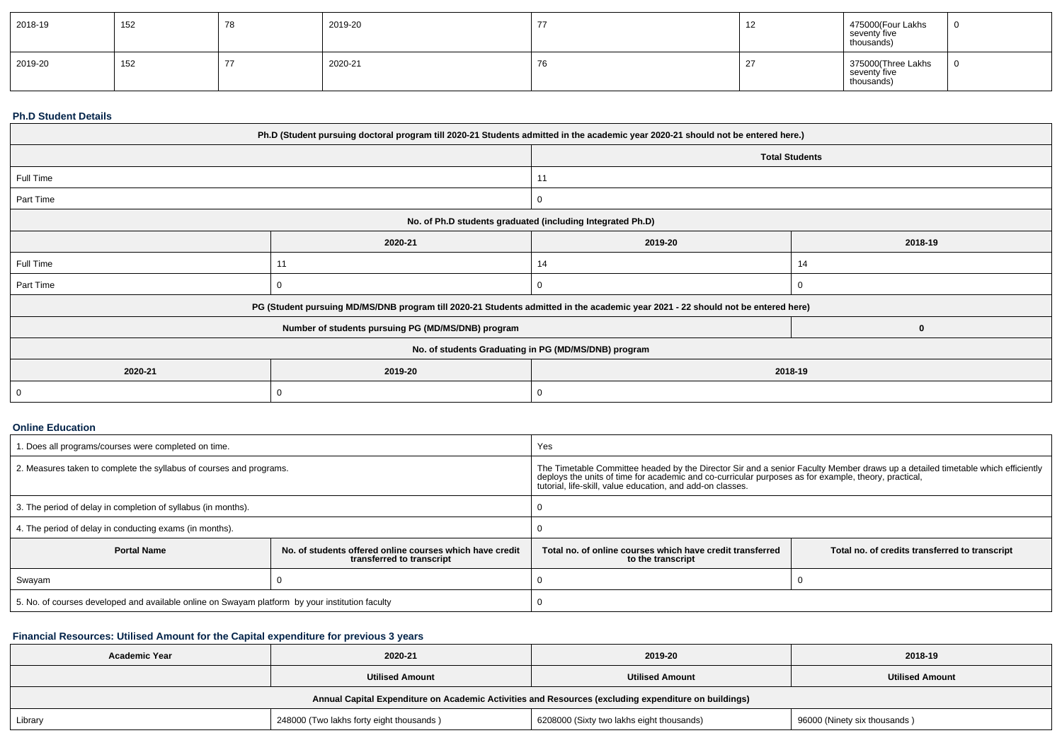| 2018-19 | 152 | 78 | 2019-20 | 77 | 12 | 475000(Four Lakhs seventy five thousands) | 0 |
|---|---|---|---|---|---|---|---|
| 2019-20 | 152 | 77 | 2020-21 | 76 | 27 | 375000(Three Lakhs seventy five thousands) | 0 |

### Ph.D Student Details

| Ph.D (Student pursuing doctoral program till 2020-21 Students admitted in the academic year 2020-21 should not be entered here.) | | | |
|---|---|---|---|
| | | Total Students | |
| Full Time | | 11 | |
| Part Time | | 0 | |
| No. of Ph.D students graduated (including Integrated Ph.D) | | | |
| | 2020-21 | 2019-20 | 2018-19 |
| Full Time | 11 | 14 | 14 |
| Part Time | 0 | 0 | 0 |
| PG (Student pursuing MD/MS/DNB program till 2020-21 Students admitted in the academic year 2021 - 22 should not be entered here) | | | |
| Number of students pursuing PG (MD/MS/DNB) program | | | 0 |
| No. of students Graduating in PG (MD/MS/DNB) program | | | |
| 2020-21 | 2019-20 | 2018-19 | |
| 0 | 0 | 0 | |

### Online Education

| 1. Does all programs/courses were completed on time. | | Yes | |
|---|---|---|---|
| 2. Measures taken to complete the syllabus of courses and programs. | | The Timetable Committee headed by the Director Sir and a senior Faculty Member draws up a detailed timetable which efficiently deploys the units of time for academic and co-curricular purposes as for example, theory, practical, tutorial, life-skill, value education, and add-on classes. | |
| 3. The period of delay in completion of syllabus (in months). | | 0 | |
| 4. The period of delay in conducting exams (in months). | | 0 | |
| **Portal Name** | **No. of students offered online courses which have credit transferred to transcript** | **Total no. of online courses which have credit transferred to the transcript** | **Total no. of credits transferred to transcript** |
| Swayam | 0 | 0 | 0 |
| 5. No. of courses developed and available online on Swayam platform by your institution faculty | | 0 | |

### Financial Resources: Utilised Amount for the Capital expenditure for previous 3 years

| Academic Year | 2020-21 | 2019-20 | 2018-19 |
|---|---|---|---|
| | Utilised Amount | Utilised Amount | Utilised Amount |
| Annual Capital Expenditure on Academic Activities and Resources (excluding expenditure on buildings) | | | |
| Library | 248000 (Two lakhs forty eight thousands ) | 6208000 (Sixty two lakhs eight thousands) | 96000 (Ninety six thousands ) |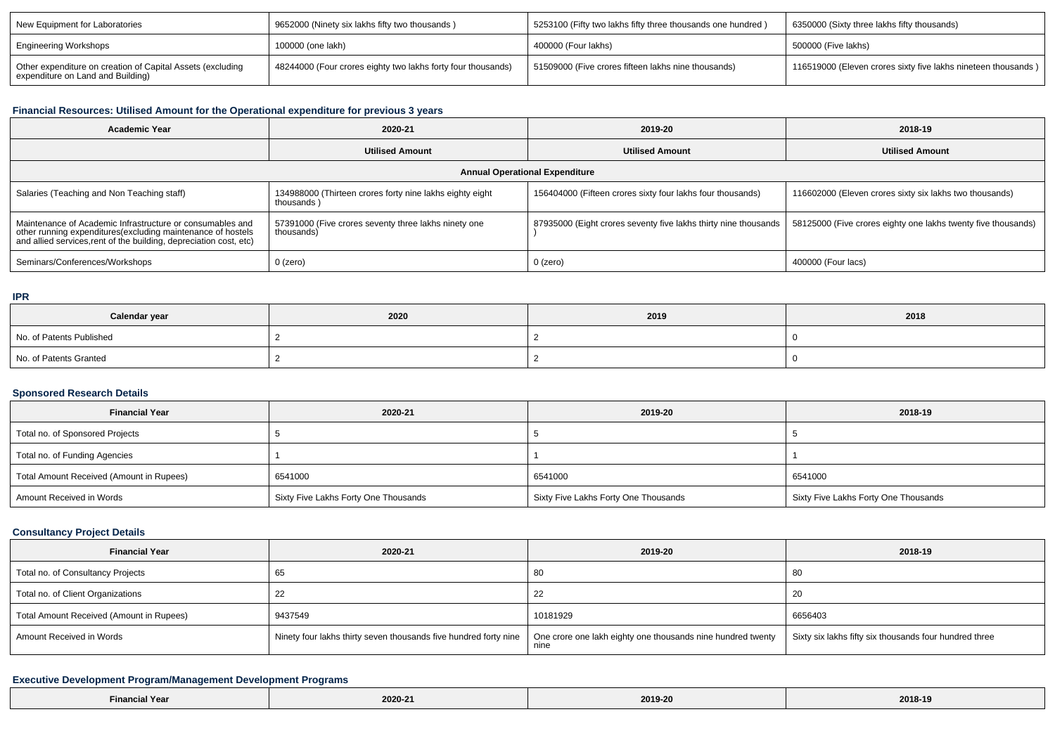| New Equipment for Laboratories | 9652000 (Ninety six lakhs fifty two thousands ) | 5253100 (Fifty two lakhs fifty three thousands one hundred ) | 6350000 (Sixty three lakhs fifty thousands) |
|---|---|---|---|
| Engineering Workshops | 100000 (one lakh) | 400000 (Four lakhs) | 500000 (Five lakhs) |
| Other expenditure on creation of Capital Assets (excluding expenditure on Land and Building) | 48244000 (Four crores eighty two lakhs forty four thousands) | 51509000 (Five crores fifteen lakhs nine thousands) | 116519000 (Eleven crores sixty five lakhs nineteen thousands ) |

### Financial Resources: Utilised Amount for the Operational expenditure for previous 3 years

| Academic Year | 2020-21 | 2019-20 | 2018-19 |
|---|---|---|---|
| | Utilised Amount | Utilised Amount | Utilised Amount |
| Annual Operational Expenditure | | | |
| Salaries (Teaching and Non Teaching staff) | 134988000 (Thirteen crores forty nine lakhs eighty eight thousands ) | 156404000 (Fifteen crores sixty four lakhs four thousands) | 116602000 (Eleven crores sixty six lakhs two thousands) |
| Maintenance of Academic Infrastructure or consumables and other running expenditures(excluding maintenance of hostels and allied services,rent of the building, depreciation cost, etc) | 57391000 (Five crores seventy three lakhs ninety one thousands) | 87935000 (Eight crores seventy five lakhs thirty nine thousands ) | 58125000 (Five crores eighty one lakhs twenty five thousands) |
| Seminars/Conferences/Workshops | 0 (zero) | 0 (zero) | 400000 (Four lacs) |

### IPR

| Calendar year | 2020 | 2019 | 2018 |
|---|---|---|---|
| No. of Patents Published | 2 | 2 | 0 |
| No. of Patents Granted | 2 | 2 | 0 |

### Sponsored Research Details

| Financial Year | 2020-21 | 2019-20 | 2018-19 |
|---|---|---|---|
| Total no. of Sponsored Projects | 5 | 5 | 5 |
| Total no. of Funding Agencies | 1 | 1 | 1 |
| Total Amount Received (Amount in Rupees) | 6541000 | 6541000 | 6541000 |
| Amount Received in Words | Sixty Five Lakhs Forty One Thousands | Sixty Five Lakhs Forty One Thousands | Sixty Five Lakhs Forty One Thousands |

### Consultancy Project Details

| Financial Year | 2020-21 | 2019-20 | 2018-19 |
|---|---|---|---|
| Total no. of Consultancy Projects | 65 | 80 | 80 |
| Total no. of Client Organizations | 22 | 22 | 20 |
| Total Amount Received (Amount in Rupees) | 9437549 | 10181929 | 6656403 |
| Amount Received in Words | Ninety four lakhs thirty seven thousands five hundred forty nine | One crore one lakh eighty one thousands nine hundred twenty nine | Sixty six lakhs fifty six thousands four hundred three |

### Executive Development Program/Management Development Programs

| Financial Year | 2020-21 | 2019-20 | 2018-19 |
|---|---|---|---|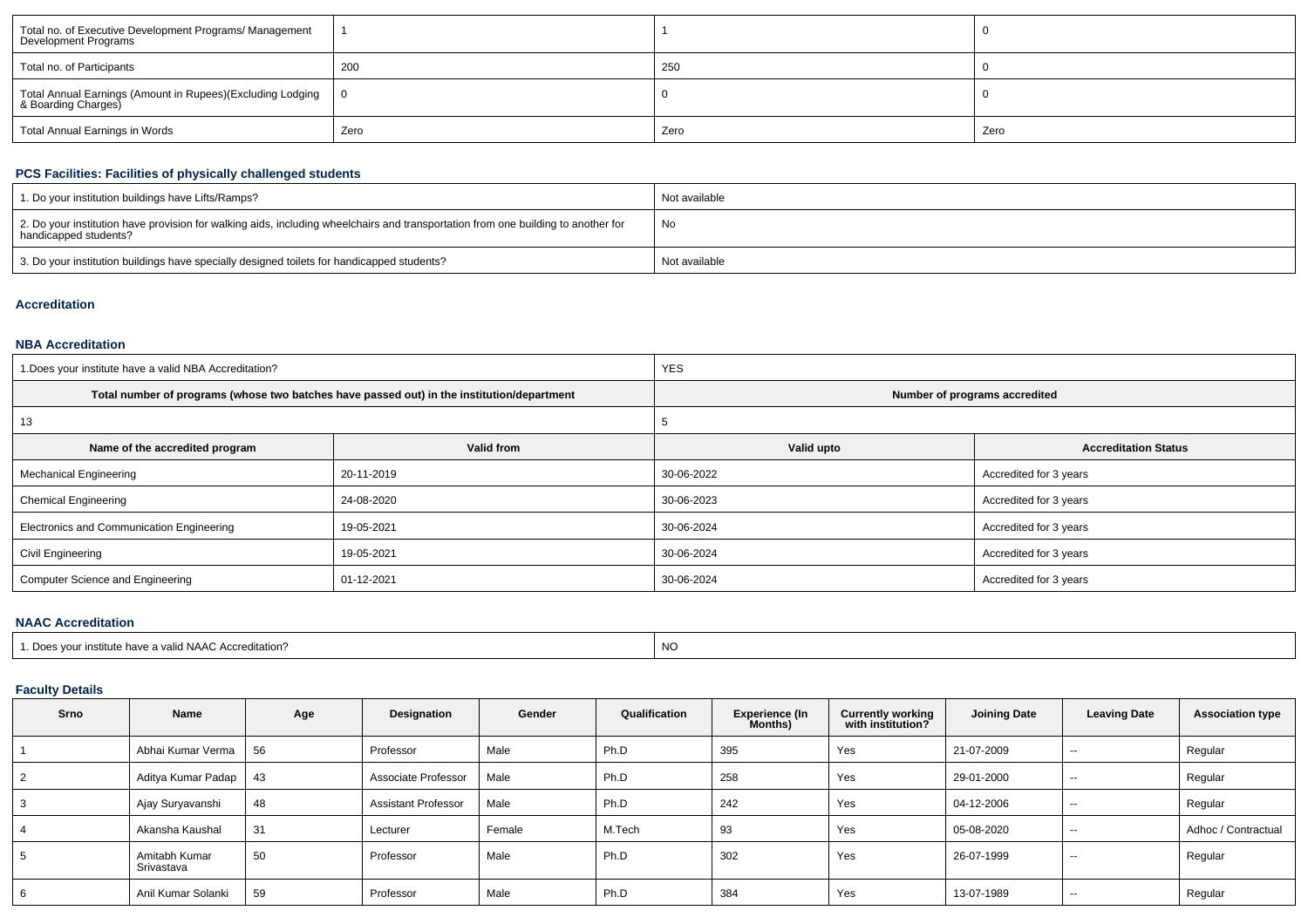| Total no. of Executive Development Programs/ Management Development Programs | 1 | 1 | 0 |
|---|---|---|---|
| Total no. of Participants | 200 | 250 | 0 |
| Total Annual Earnings (Amount in Rupees)(Excluding Lodging & Boarding Charges) | 0 | 0 | 0 |
| Total Annual Earnings in Words | Zero | Zero | Zero |

### PCS Facilities: Facilities of physically challenged students

| 1. Do your institution buildings have Lifts/Ramps? | Not available |
|---|---|
| 2. Do your institution have provision for walking aids, including wheelchairs and transportation from one building to another for handicapped students? | No |
| 3. Do your institution buildings have specially designed toilets for handicapped students? | Not available |

### Accreditation

### NBA Accreditation

| 1.Does your institute have a valid NBA Accreditation? | | YES | |
|---|---|---|---|
| **Total number of programs (whose two batches have passed out) in the institution/department** | | **Number of programs accredited** | |
| 13 | | 5 | |
| **Name of the accredited program** | **Valid from** | **Valid upto** | **Accreditation Status** |
| Mechanical Engineering | 20-11-2019 | 30-06-2022 | Accredited for 3 years |
| Chemical Engineering | 24-08-2020 | 30-06-2023 | Accredited for 3 years |
| Electronics and Communication Engineering | 19-05-2021 | 30-06-2024 | Accredited for 3 years |
| Civil Engineering | 19-05-2021 | 30-06-2024 | Accredited for 3 years |
| Computer Science and Engineering | 01-12-2021 | 30-06-2024 | Accredited for 3 years |

### NAAC Accreditation

| 1. Does your institute have a valid NAAC Accreditation? | NO |
|---|---|

### Faculty Details

| Srno | Name | Age | Designation | Gender | Qualification | Experience (In Months) | Currently working with institution? | Joining Date | Leaving Date | Association type |
|---|---|---|---|---|---|---|---|---|---|---|
| 1 | Abhai Kumar Verma | 56 | Professor | Male | Ph.D | 395 | Yes | 21-07-2009 | -- | Regular |
| 2 | Aditya Kumar Padap | 43 | Associate Professor | Male | Ph.D | 258 | Yes | 29-01-2000 | -- | Regular |
| 3 | Ajay Suryavanshi | 48 | Assistant Professor | Male | Ph.D | 242 | Yes | 04-12-2006 | -- | Regular |
| 4 | Akansha Kaushal | 31 | Lecturer | Female | M.Tech | 93 | Yes | 05-08-2020 | -- | Adhoc / Contractual |
| 5 | Amitabh Kumar Srivastava | 50 | Professor | Male | Ph.D | 302 | Yes | 26-07-1999 | -- | Regular |
| 6 | Anil Kumar Solanki | 59 | Professor | Male | Ph.D | 384 | Yes | 13-07-1989 | -- | Regular |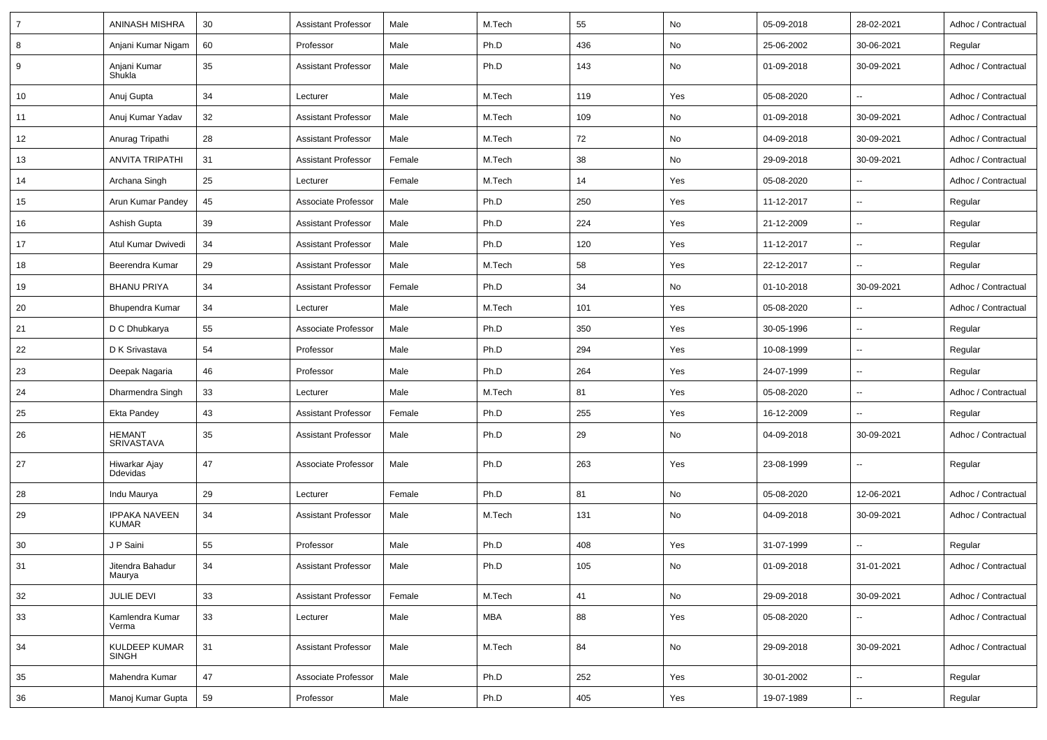| 7 | ANINASH MISHRA | 30 | Assistant Professor | Male | M.Tech | 55 | No | 05-09-2018 | 28-02-2021 | Adhoc / Contractual |
|---|---|---|---|---|---|---|---|---|---|---|
| 8 | Anjani Kumar Nigam | 60 | Professor | Male | Ph.D | 436 | No | 25-06-2002 | 30-06-2021 | Regular |
| 9 | Anjani Kumar Shukla | 35 | Assistant Professor | Male | Ph.D | 143 | No | 01-09-2018 | 30-09-2021 | Adhoc / Contractual |
| 10 | Anuj Gupta | 34 | Lecturer | Male | M.Tech | 119 | Yes | 05-08-2020 | -- | Adhoc / Contractual |
| 11 | Anuj Kumar Yadav | 32 | Assistant Professor | Male | M.Tech | 109 | No | 01-09-2018 | 30-09-2021 | Adhoc / Contractual |
| 12 | Anurag Tripathi | 28 | Assistant Professor | Male | M.Tech | 72 | No | 04-09-2018 | 30-09-2021 | Adhoc / Contractual |
| 13 | ANVITA TRIPATHI | 31 | Assistant Professor | Female | M.Tech | 38 | No | 29-09-2018 | 30-09-2021 | Adhoc / Contractual |
| 14 | Archana Singh | 25 | Lecturer | Female | M.Tech | 14 | Yes | 05-08-2020 | -- | Adhoc / Contractual |
| 15 | Arun Kumar Pandey | 45 | Associate Professor | Male | Ph.D | 250 | Yes | 11-12-2017 | -- | Regular |
| 16 | Ashish Gupta | 39 | Assistant Professor | Male | Ph.D | 224 | Yes | 21-12-2009 | -- | Regular |
| 17 | Atul Kumar Dwivedi | 34 | Assistant Professor | Male | Ph.D | 120 | Yes | 11-12-2017 | -- | Regular |
| 18 | Beerendra Kumar | 29 | Assistant Professor | Male | M.Tech | 58 | Yes | 22-12-2017 | -- | Regular |
| 19 | BHANU PRIYA | 34 | Assistant Professor | Female | Ph.D | 34 | No | 01-10-2018 | 30-09-2021 | Adhoc / Contractual |
| 20 | Bhupendra Kumar | 34 | Lecturer | Male | M.Tech | 101 | Yes | 05-08-2020 | -- | Adhoc / Contractual |
| 21 | D C Dhubkarya | 55 | Associate Professor | Male | Ph.D | 350 | Yes | 30-05-1996 | -- | Regular |
| 22 | D K Srivastava | 54 | Professor | Male | Ph.D | 294 | Yes | 10-08-1999 | -- | Regular |
| 23 | Deepak Nagaria | 46 | Professor | Male | Ph.D | 264 | Yes | 24-07-1999 | -- | Regular |
| 24 | Dharmendra Singh | 33 | Lecturer | Male | M.Tech | 81 | Yes | 05-08-2020 | -- | Adhoc / Contractual |
| 25 | Ekta Pandey | 43 | Assistant Professor | Female | Ph.D | 255 | Yes | 16-12-2009 | -- | Regular |
| 26 | HEMANT SRIVASTAVA | 35 | Assistant Professor | Male | Ph.D | 29 | No | 04-09-2018 | 30-09-2021 | Adhoc / Contractual |
| 27 | Hiwarkar Ajay Ddevidas | 47 | Associate Professor | Male | Ph.D | 263 | Yes | 23-08-1999 | -- | Regular |
| 28 | Indu Maurya | 29 | Lecturer | Female | Ph.D | 81 | No | 05-08-2020 | 12-06-2021 | Adhoc / Contractual |
| 29 | IPPAKA NAVEEN KUMAR | 34 | Assistant Professor | Male | M.Tech | 131 | No | 04-09-2018 | 30-09-2021 | Adhoc / Contractual |
| 30 | J P Saini | 55 | Professor | Male | Ph.D | 408 | Yes | 31-07-1999 | -- | Regular |
| 31 | Jitendra Bahadur Maurya | 34 | Assistant Professor | Male | Ph.D | 105 | No | 01-09-2018 | 31-01-2021 | Adhoc / Contractual |
| 32 | JULIE DEVI | 33 | Assistant Professor | Female | M.Tech | 41 | No | 29-09-2018 | 30-09-2021 | Adhoc / Contractual |
| 33 | Kamlendra Kumar Verma | 33 | Lecturer | Male | MBA | 88 | Yes | 05-08-2020 | -- | Adhoc / Contractual |
| 34 | KULDEEP KUMAR SINGH | 31 | Assistant Professor | Male | M.Tech | 84 | No | 29-09-2018 | 30-09-2021 | Adhoc / Contractual |
| 35 | Mahendra Kumar | 47 | Associate Professor | Male | Ph.D | 252 | Yes | 30-01-2002 | -- | Regular |
| 36 | Manoj Kumar Gupta | 59 | Professor | Male | Ph.D | 405 | Yes | 19-07-1989 | -- | Regular |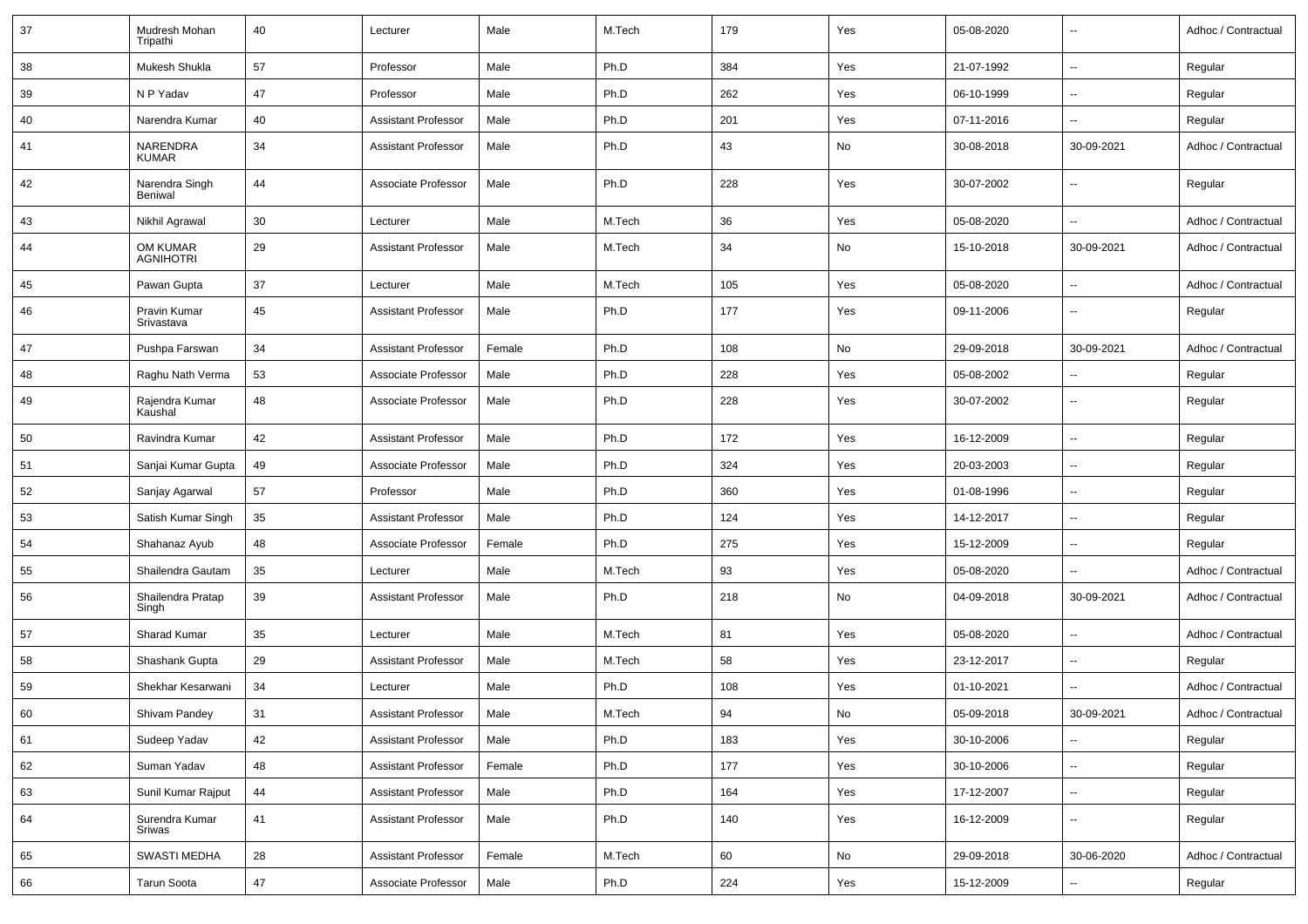| 37 | Mudresh Mohan Tripathi | 40 | Lecturer | Male | M.Tech | 179 | Yes | 05-08-2020 | -- | Adhoc / Contractual |
|---|---|---|---|---|---|---|---|---|---|---|
| 38 | Mukesh Shukla | 57 | Professor | Male | Ph.D | 384 | Yes | 21-07-1992 | -- | Regular |
| 39 | N P Yadav | 47 | Professor | Male | Ph.D | 262 | Yes | 06-10-1999 | -- | Regular |
| 40 | Narendra Kumar | 40 | Assistant Professor | Male | Ph.D | 201 | Yes | 07-11-2016 | -- | Regular |
| 41 | NARENDRA KUMAR | 34 | Assistant Professor | Male | Ph.D | 43 | No | 30-08-2018 | 30-09-2021 | Adhoc / Contractual |
| 42 | Narendra Singh Beniwal | 44 | Associate Professor | Male | Ph.D | 228 | Yes | 30-07-2002 | -- | Regular |
| 43 | Nikhil Agrawal | 30 | Lecturer | Male | M.Tech | 36 | Yes | 05-08-2020 | -- | Adhoc / Contractual |
| 44 | OM KUMAR AGNIHOTRI | 29 | Assistant Professor | Male | M.Tech | 34 | No | 15-10-2018 | 30-09-2021 | Adhoc / Contractual |
| 45 | Pawan Gupta | 37 | Lecturer | Male | M.Tech | 105 | Yes | 05-08-2020 | -- | Adhoc / Contractual |
| 46 | Pravin Kumar Srivastava | 45 | Assistant Professor | Male | Ph.D | 177 | Yes | 09-11-2006 | -- | Regular |
| 47 | Pushpa Farswan | 34 | Assistant Professor | Female | Ph.D | 108 | No | 29-09-2018 | 30-09-2021 | Adhoc / Contractual |
| 48 | Raghu Nath Verma | 53 | Associate Professor | Male | Ph.D | 228 | Yes | 05-08-2002 | -- | Regular |
| 49 | Rajendra Kumar Kaushal | 48 | Associate Professor | Male | Ph.D | 228 | Yes | 30-07-2002 | -- | Regular |
| 50 | Ravindra Kumar | 42 | Assistant Professor | Male | Ph.D | 172 | Yes | 16-12-2009 | -- | Regular |
| 51 | Sanjai Kumar Gupta | 49 | Associate Professor | Male | Ph.D | 324 | Yes | 20-03-2003 | -- | Regular |
| 52 | Sanjay Agarwal | 57 | Professor | Male | Ph.D | 360 | Yes | 01-08-1996 | -- | Regular |
| 53 | Satish Kumar Singh | 35 | Assistant Professor | Male | Ph.D | 124 | Yes | 14-12-2017 | -- | Regular |
| 54 | Shahanaz Ayub | 48 | Associate Professor | Female | Ph.D | 275 | Yes | 15-12-2009 | -- | Regular |
| 55 | Shailendra Gautam | 35 | Lecturer | Male | M.Tech | 93 | Yes | 05-08-2020 | -- | Adhoc / Contractual |
| 56 | Shailendra Pratap Singh | 39 | Assistant Professor | Male | Ph.D | 218 | No | 04-09-2018 | 30-09-2021 | Adhoc / Contractual |
| 57 | Sharad Kumar | 35 | Lecturer | Male | M.Tech | 81 | Yes | 05-08-2020 | -- | Adhoc / Contractual |
| 58 | Shashank Gupta | 29 | Assistant Professor | Male | M.Tech | 58 | Yes | 23-12-2017 | -- | Regular |
| 59 | Shekhar Kesarwani | 34 | Lecturer | Male | Ph.D | 108 | Yes | 01-10-2021 | -- | Adhoc / Contractual |
| 60 | Shivam Pandey | 31 | Assistant Professor | Male | M.Tech | 94 | No | 05-09-2018 | 30-09-2021 | Adhoc / Contractual |
| 61 | Sudeep Yadav | 42 | Assistant Professor | Male | Ph.D | 183 | Yes | 30-10-2006 | -- | Regular |
| 62 | Suman Yadav | 48 | Assistant Professor | Female | Ph.D | 177 | Yes | 30-10-2006 | -- | Regular |
| 63 | Sunil Kumar Rajput | 44 | Assistant Professor | Male | Ph.D | 164 | Yes | 17-12-2007 | -- | Regular |
| 64 | Surendra Kumar Sriwas | 41 | Assistant Professor | Male | Ph.D | 140 | Yes | 16-12-2009 | -- | Regular |
| 65 | SWASTI MEDHA | 28 | Assistant Professor | Female | M.Tech | 60 | No | 29-09-2018 | 30-06-2020 | Adhoc / Contractual |
| 66 | Tarun Soota | 47 | Associate Professor | Male | Ph.D | 224 | Yes | 15-12-2009 | -- | Regular |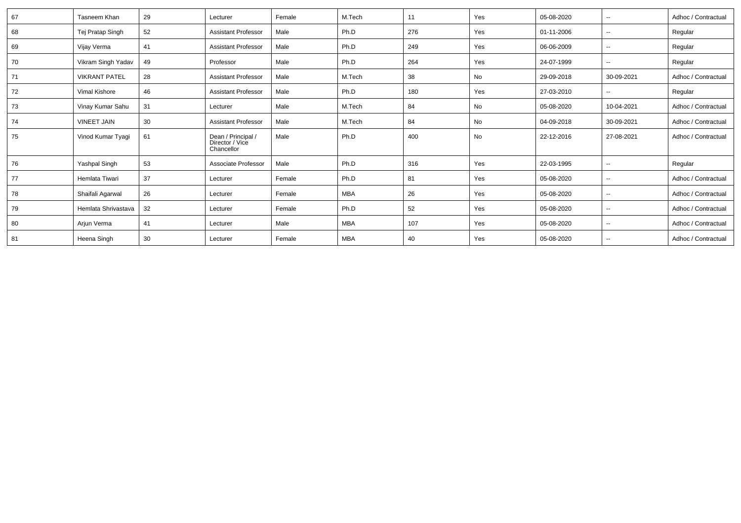| | | | | | | | | | | |
|---|---|---|---|---|---|---|---|---|---|---|
| 67 | Tasneem Khan | 29 | Lecturer | Female | M.Tech | 11 | Yes | 05-08-2020 | -- | Adhoc / Contractual |
| 68 | Tej Pratap Singh | 52 | Assistant Professor | Male | Ph.D | 276 | Yes | 01-11-2006 | -- | Regular |
| 69 | Vijay Verma | 41 | Assistant Professor | Male | Ph.D | 249 | Yes | 06-06-2009 | -- | Regular |
| 70 | Vikram Singh Yadav | 49 | Professor | Male | Ph.D | 264 | Yes | 24-07-1999 | -- | Regular |
| 71 | VIKRANT PATEL | 28 | Assistant Professor | Male | M.Tech | 38 | No | 29-09-2018 | 30-09-2021 | Adhoc / Contractual |
| 72 | Vimal Kishore | 46 | Assistant Professor | Male | Ph.D | 180 | Yes | 27-03-2010 | -- | Regular |
| 73 | Vinay Kumar Sahu | 31 | Lecturer | Male | M.Tech | 84 | No | 05-08-2020 | 10-04-2021 | Adhoc / Contractual |
| 74 | VINEET JAIN | 30 | Assistant Professor | Male | M.Tech | 84 | No | 04-09-2018 | 30-09-2021 | Adhoc / Contractual |
| 75 | Vinod Kumar Tyagi | 61 | Dean / Principal / Director / Vice Chancellor | Male | Ph.D | 400 | No | 22-12-2016 | 27-08-2021 | Adhoc / Contractual |
| 76 | Yashpal Singh | 53 | Associate Professor | Male | Ph.D | 316 | Yes | 22-03-1995 | -- | Regular |
| 77 | Hemlata Tiwari | 37 | Lecturer | Female | Ph.D | 81 | Yes | 05-08-2020 | -- | Adhoc / Contractual |
| 78 | Shaifali Agarwal | 26 | Lecturer | Female | MBA | 26 | Yes | 05-08-2020 | -- | Adhoc / Contractual |
| 79 | Hemlata Shrivastava | 32 | Lecturer | Female | Ph.D | 52 | Yes | 05-08-2020 | -- | Adhoc / Contractual |
| 80 | Arjun Verma | 41 | Lecturer | Male | MBA | 107 | Yes | 05-08-2020 | -- | Adhoc / Contractual |
| 81 | Heena Singh | 30 | Lecturer | Female | MBA | 40 | Yes | 05-08-2020 | -- | Adhoc / Contractual |